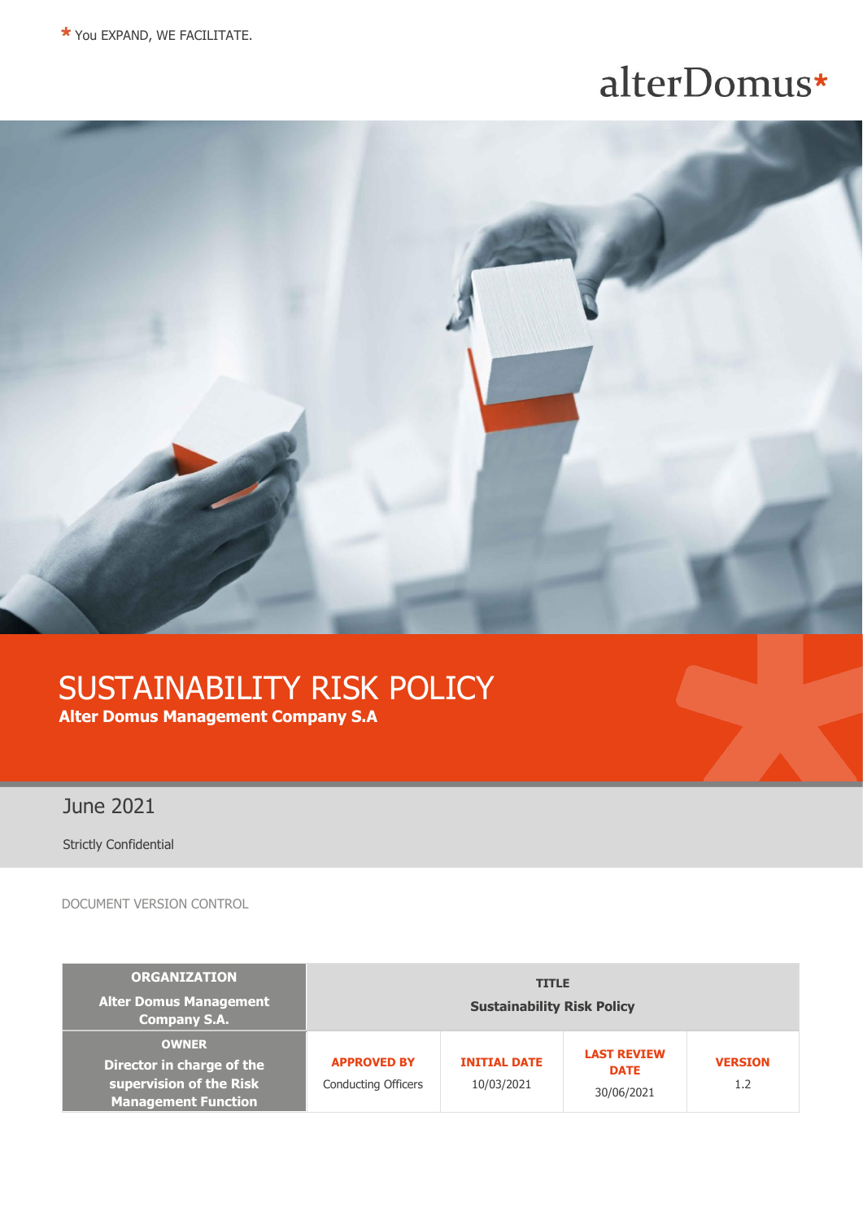* You EXPAND, WE FACILITATE.

alterDomus*

# SUSTAINABILITY RISK POLICY

**Alter Domus Management Company S.A**

June 2021

Strictly Confidential

DOCUMENT VERSION CONTROL

| ORGANIZATION<br>Alter Domus Management Company S.A. | TITLE<br>Sustainability Risk Policy | | | |
|---|---|---|---|---|
| OWNER<br>Director in charge of the supervision of the Risk Management Function | APPROVED BY<br>Conducting Officers | INITIAL DATE<br>10/03/2021 | LAST REVIEW DATE<br>30/06/2021 | VERSION<br>1.2 |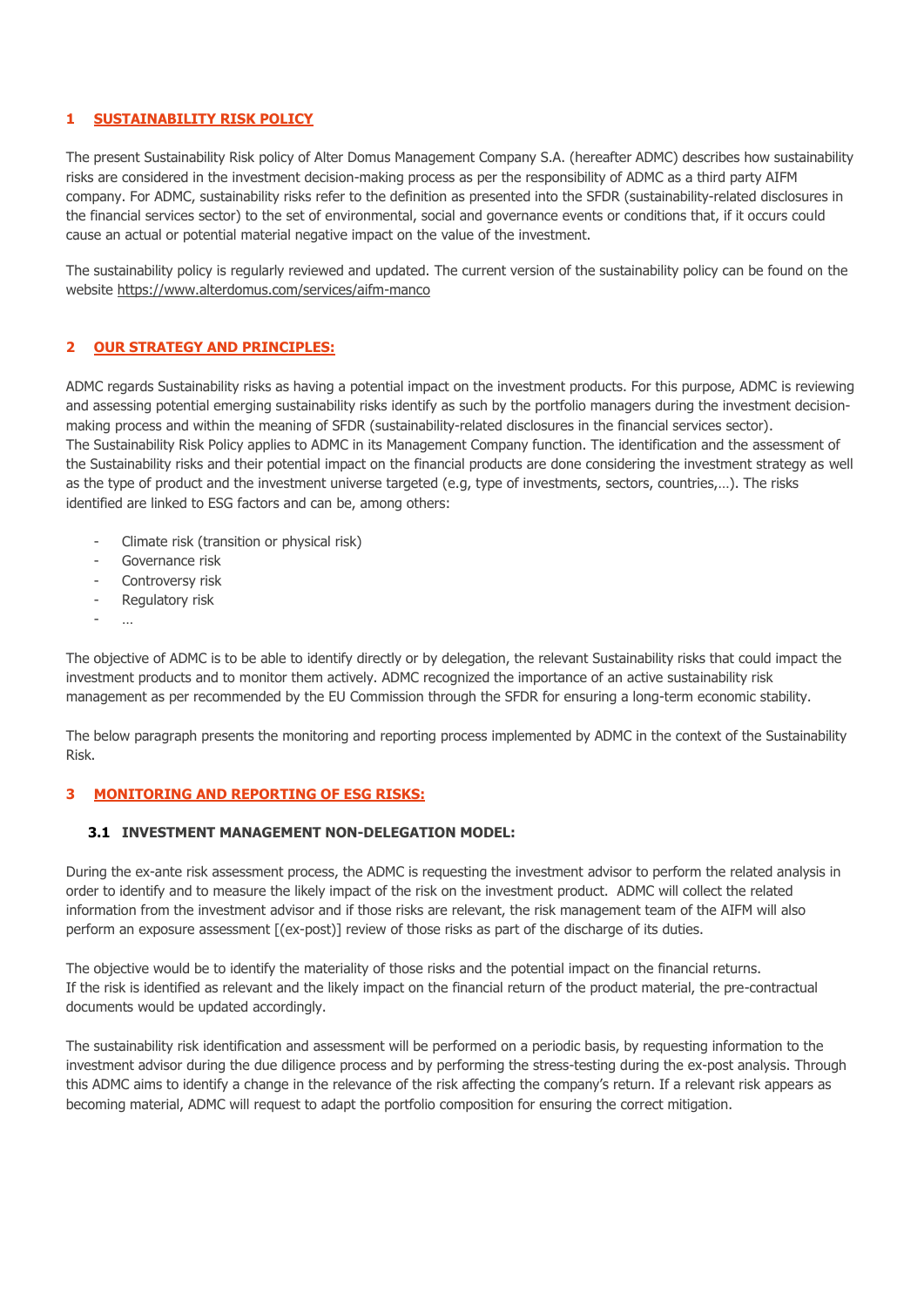## 1 SUSTAINABILITY RISK POLICY

The present Sustainability Risk policy of Alter Domus Management Company S.A. (hereafter ADMC) describes how sustainability risks are considered in the investment decision-making process as per the responsibility of ADMC as a third party AIFM company. For ADMC, sustainability risks refer to the definition as presented into the SFDR (sustainability-related disclosures in the financial services sector) to the set of environmental, social and governance events or conditions that, if it occurs could cause an actual or potential material negative impact on the value of the investment.

The sustainability policy is regularly reviewed and updated. The current version of the sustainability policy can be found on the website https://www.alterdomus.com/services/aifm-manco

## 2 OUR STRATEGY AND PRINCIPLES:

ADMC regards Sustainability risks as having a potential impact on the investment products. For this purpose, ADMC is reviewing and assessing potential emerging sustainability risks identify as such by the portfolio managers during the investment decision-making process and within the meaning of SFDR (sustainability-related disclosures in the financial services sector).
The Sustainability Risk Policy applies to ADMC in its Management Company function. The identification and the assessment of the Sustainability risks and their potential impact on the financial products are done considering the investment strategy as well as the type of product and the investment universe targeted (e.g, type of investments, sectors, countries,…). The risks identified are linked to ESG factors and can be, among others:

- Climate risk (transition or physical risk)
- Governance risk
- Controversy risk
- Regulatory risk
- …

The objective of ADMC is to be able to identify directly or by delegation, the relevant Sustainability risks that could impact the investment products and to monitor them actively. ADMC recognized the importance of an active sustainability risk management as per recommended by the EU Commission through the SFDR for ensuring a long-term economic stability.

The below paragraph presents the monitoring and reporting process implemented by ADMC in the context of the Sustainability Risk.

## 3 MONITORING AND REPORTING OF ESG RISKS:

### 3.1 INVESTMENT MANAGEMENT NON-DELEGATION MODEL:

During the ex-ante risk assessment process, the ADMC is requesting the investment advisor to perform the related analysis in order to identify and to measure the likely impact of the risk on the investment product. ADMC will collect the related information from the investment advisor and if those risks are relevant, the risk management team of the AIFM will also perform an exposure assessment [(ex-post)] review of those risks as part of the discharge of its duties.

The objective would be to identify the materiality of those risks and the potential impact on the financial returns.
If the risk is identified as relevant and the likely impact on the financial return of the product material, the pre-contractual documents would be updated accordingly.

The sustainability risk identification and assessment will be performed on a periodic basis, by requesting information to the investment advisor during the due diligence process and by performing the stress-testing during the ex-post analysis. Through this ADMC aims to identify a change in the relevance of the risk affecting the company's return. If a relevant risk appears as becoming material, ADMC will request to adapt the portfolio composition for ensuring the correct mitigation.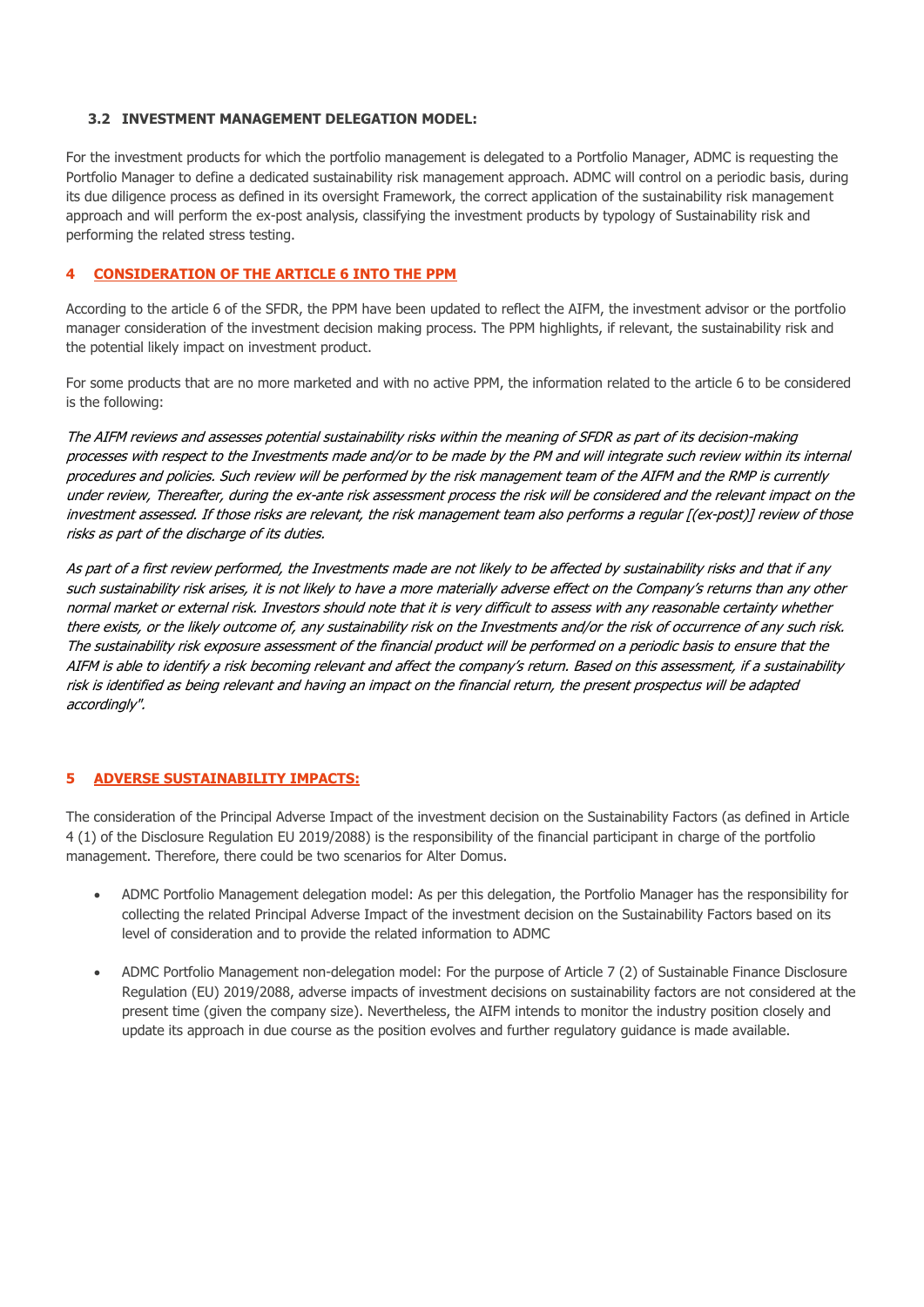### 3.2 INVESTMENT MANAGEMENT DELEGATION MODEL:

For the investment products for which the portfolio management is delegated to a Portfolio Manager, ADMC is requesting the Portfolio Manager to define a dedicated sustainability risk management approach. ADMC will control on a periodic basis, during its due diligence process as defined in its oversight Framework, the correct application of the sustainability risk management approach and will perform the ex-post analysis, classifying the investment products by typology of Sustainability risk and performing the related stress testing.

## 4 CONSIDERATION OF THE ARTICLE 6 INTO THE PPM

According to the article 6 of the SFDR, the PPM have been updated to reflect the AIFM, the investment advisor or the portfolio manager consideration of the investment decision making process. The PPM highlights, if relevant, the sustainability risk and the potential likely impact on investment product.

For some products that are no more marketed and with no active PPM, the information related to the article 6 to be considered is the following:

*The AIFM reviews and assesses potential sustainability risks within the meaning of SFDR as part of its decision-making processes with respect to the Investments made and/or to be made by the PM and will integrate such review within its internal procedures and policies. Such review will be performed by the risk management team of the AIFM and the RMP is currently under review, Thereafter, during the ex-ante risk assessment process the risk will be considered and the relevant impact on the investment assessed. If those risks are relevant, the risk management team also performs a regular [(ex-post)] review of those risks as part of the discharge of its duties.*

*As part of a first review performed, the Investments made are not likely to be affected by sustainability risks and that if any such sustainability risk arises, it is not likely to have a more materially adverse effect on the Company's returns than any other normal market or external risk. Investors should note that it is very difficult to assess with any reasonable certainty whether there exists, or the likely outcome of, any sustainability risk on the Investments and/or the risk of occurrence of any such risk. The sustainability risk exposure assessment of the financial product will be performed on a periodic basis to ensure that the AIFM is able to identify a risk becoming relevant and affect the company's return. Based on this assessment, if a sustainability risk is identified as being relevant and having an impact on the financial return, the present prospectus will be adapted accordingly".*

## 5 ADVERSE SUSTAINABILITY IMPACTS:

The consideration of the Principal Adverse Impact of the investment decision on the Sustainability Factors (as defined in Article 4 (1) of the Disclosure Regulation EU 2019/2088) is the responsibility of the financial participant in charge of the portfolio management. Therefore, there could be two scenarios for Alter Domus.

- ADMC Portfolio Management delegation model: As per this delegation, the Portfolio Manager has the responsibility for collecting the related Principal Adverse Impact of the investment decision on the Sustainability Factors based on its level of consideration and to provide the related information to ADMC
- ADMC Portfolio Management non-delegation model: For the purpose of Article 7 (2) of Sustainable Finance Disclosure Regulation (EU) 2019/2088, adverse impacts of investment decisions on sustainability factors are not considered at the present time (given the company size). Nevertheless, the AIFM intends to monitor the industry position closely and update its approach in due course as the position evolves and further regulatory guidance is made available.